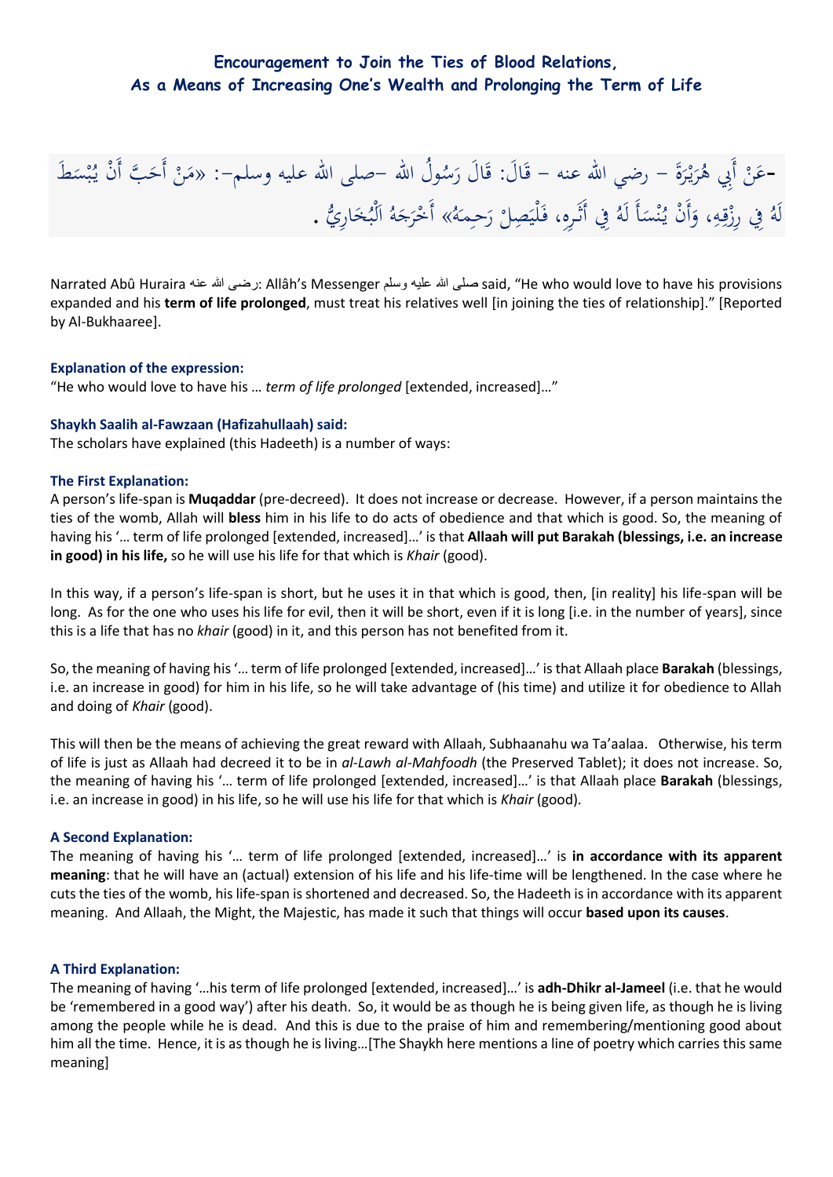## Encouragement to Join the Ties of Blood Relations, As a Means of Increasing One's Wealth and Prolonging the Term of Life

-عَنْ أَبِي هُرَيْرَةَ – رضي الله عنه – قَالَ: قَالَ رَسُولُ اللهِ –صلى الله عليه وسلم–: «مَنْ أَحَبَّ أَنْ يُبْسَطَ لَهُ فِي رِزْقِهِ، وَأَنْ يُنْسَأَ لَهُ فِي أَثَرِهِ، فَلْيَصِلْ رَحِمَهُ» أَخْرَجَهُ الْبُخَارِيُّ .

Narrated Abû Huraira رضى الله عنه: Allâh's Messenger صلى الله عليه وسلم said, "He who would love to have his provisions expanded and his **term of life prolonged**, must treat his relatives well [in joining the ties of relationship]." [Reported by Al-Bukhaaree].

**Explanation of the expression:**
"He who would love to have his … *term of life prolonged* [extended, increased]…"

**Shaykh Saalih al-Fawzaan (Hafizahullaah) said:**
The scholars have explained (this Hadeeth) is a number of ways:

**The First Explanation:**
A person's life-span is **Muqaddar** (pre-decreed). It does not increase or decrease. However, if a person maintains the ties of the womb, Allah will **bless** him in his life to do acts of obedience and that which is good. So, the meaning of having his '… term of life prolonged [extended, increased]…' is that **Allaah will put Barakah (blessings, i.e. an increase in good) in his life,** so he will use his life for that which is *Khair* (good).

In this way, if a person's life-span is short, but he uses it in that which is good, then, [in reality] his life-span will be long. As for the one who uses his life for evil, then it will be short, even if it is long [i.e. in the number of years], since this is a life that has no *khair* (good) in it, and this person has not benefited from it.

So, the meaning of having his '… term of life prolonged [extended, increased]…' is that Allaah place **Barakah** (blessings, i.e. an increase in good) for him in his life, so he will take advantage of (his time) and utilize it for obedience to Allah and doing of *Khair* (good).

This will then be the means of achieving the great reward with Allaah, Subhaanahu wa Ta'aalaa. Otherwise, his term of life is just as Allaah had decreed it to be in *al-Lawh al-Mahfoodh* (the Preserved Tablet); it does not increase. So, the meaning of having his '… term of life prolonged [extended, increased]…' is that Allaah place **Barakah** (blessings, i.e. an increase in good) in his life, so he will use his life for that which is *Khair* (good).

**A Second Explanation:**
The meaning of having his '… term of life prolonged [extended, increased]…' is **in accordance with its apparent meaning**: that he will have an (actual) extension of his life and his life-time will be lengthened. In the case where he cuts the ties of the womb, his life-span is shortened and decreased. So, the Hadeeth is in accordance with its apparent meaning. And Allaah, the Might, the Majestic, has made it such that things will occur **based upon its causes**.

**A Third Explanation:**
The meaning of having '…his term of life prolonged [extended, increased]…' is **adh-Dhikr al-Jameel** (i.e. that he would be 'remembered in a good way') after his death. So, it would be as though he is being given life, as though he is living among the people while he is dead. And this is due to the praise of him and remembering/mentioning good about him all the time. Hence, it is as though he is living…[The Shaykh here mentions a line of poetry which carries this same meaning]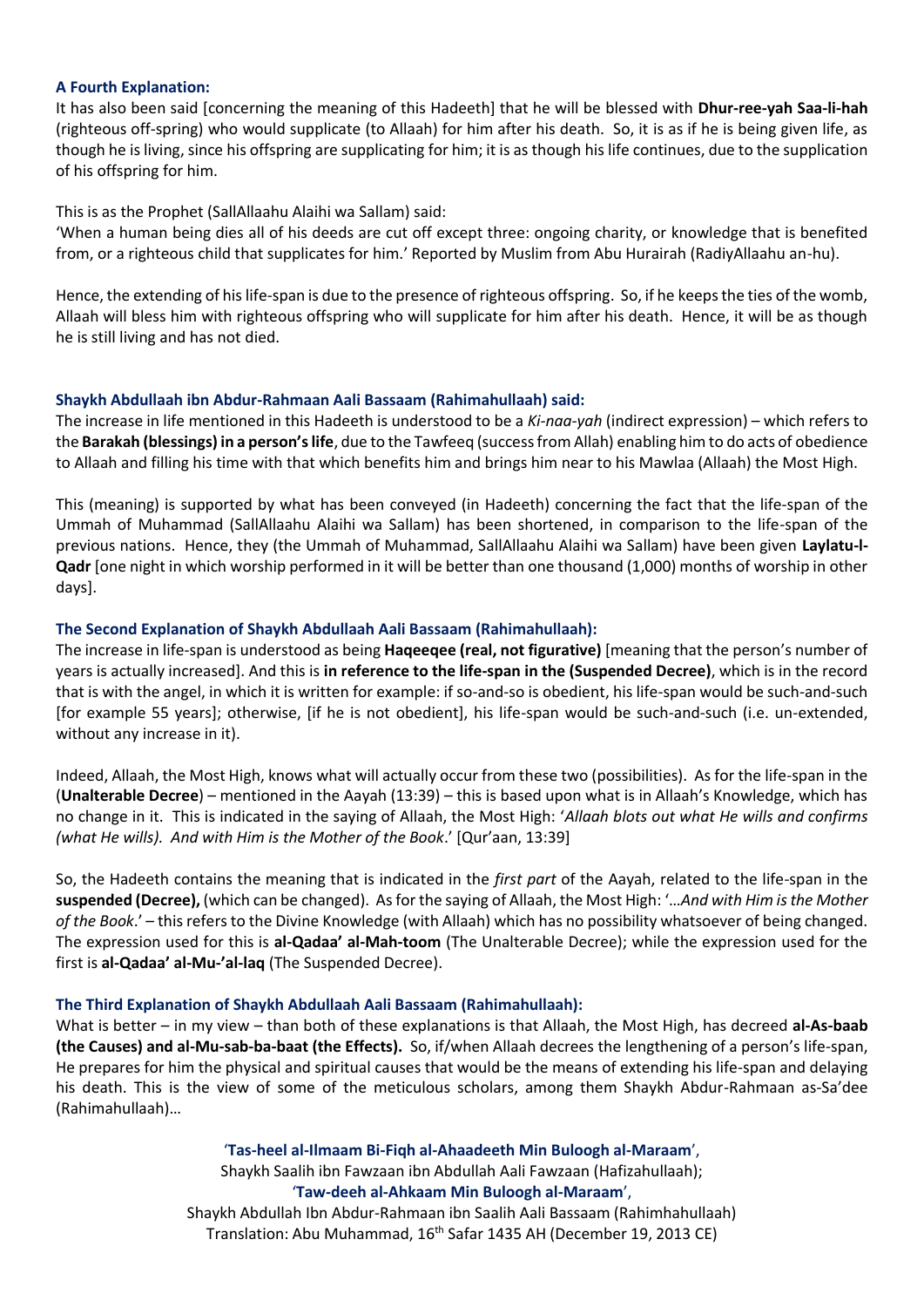### A Fourth Explanation:

It has also been said [concerning the meaning of this Hadeeth] that he will be blessed with **Dhur-ree-yah Saa-li-hah** (righteous off-spring) who would supplicate (to Allaah) for him after his death. So, it is as if he is being given life, as though he is living, since his offspring are supplicating for him; it is as though his life continues, due to the supplication of his offspring for him.

This is as the Prophet (SallAllaahu Alaihi wa Sallam) said:
'When a human being dies all of his deeds are cut off except three: ongoing charity, or knowledge that is benefited from, or a righteous child that supplicates for him.' Reported by Muslim from Abu Hurairah (RadiyAllaahu an-hu).

Hence, the extending of his life-span is due to the presence of righteous offspring. So, if he keeps the ties of the womb, Allaah will bless him with righteous offspring who will supplicate for him after his death. Hence, it will be as though he is still living and has not died.

### Shaykh Abdullaah ibn Abdur-Rahmaan Aali Bassaam (Rahimahullaah) said:

The increase in life mentioned in this Hadeeth is understood to be a *Ki-naa-yah* (indirect expression) – which refers to the **Barakah (blessings) in a person's life**, due to the Tawfeeq (success from Allah) enabling him to do acts of obedience to Allaah and filling his time with that which benefits him and brings him near to his Mawlaa (Allaah) the Most High.

This (meaning) is supported by what has been conveyed (in Hadeeth) concerning the fact that the life-span of the Ummah of Muhammad (SallAllaahu Alaihi wa Sallam) has been shortened, in comparison to the life-span of the previous nations. Hence, they (the Ummah of Muhammad, SallAllaahu Alaihi wa Sallam) have been given **Laylatu-l-Qadr** [one night in which worship performed in it will be better than one thousand (1,000) months of worship in other days].

### The Second Explanation of Shaykh Abdullaah Aali Bassaam (Rahimahullaah):

The increase in life-span is understood as being **Haqeeqee (real, not figurative)** [meaning that the person's number of years is actually increased]. And this is **in reference to the life-span in the (Suspended Decree)**, which is in the record that is with the angel, in which it is written for example: if so-and-so is obedient, his life-span would be such-and-such [for example 55 years]; otherwise, [if he is not obedient], his life-span would be such-and-such (i.e. un-extended, without any increase in it).

Indeed, Allaah, the Most High, knows what will actually occur from these two (possibilities). As for the life-span in the (**Unalterable Decree**) – mentioned in the Aayah (13:39) – this is based upon what is in Allaah's Knowledge, which has no change in it. This is indicated in the saying of Allaah, the Most High: '*Allaah blots out what He wills and confirms (what He wills). And with Him is the Mother of the Book*.' [Qur'aan, 13:39]

So, the Hadeeth contains the meaning that is indicated in the *first part* of the Aayah, related to the life-span in the **suspended (Decree),** (which can be changed). As for the saying of Allaah, the Most High: '…*And with Him is the Mother of the Book*.' – this refers to the Divine Knowledge (with Allaah) which has no possibility whatsoever of being changed. The expression used for this is **al-Qadaa' al-Mah-toom** (The Unalterable Decree); while the expression used for the first is **al-Qadaa' al-Mu-'al-laq** (The Suspended Decree).

### The Third Explanation of Shaykh Abdullaah Aali Bassaam (Rahimahullaah):

What is better – in my view – than both of these explanations is that Allaah, the Most High, has decreed **al-As-baab (the Causes) and al-Mu-sab-ba-baat (the Effects).** So, if/when Allaah decrees the lengthening of a person's life-span, He prepares for him the physical and spiritual causes that would be the means of extending his life-span and delaying his death. This is the view of some of the meticulous scholars, among them Shaykh Abdur-Rahmaan as-Sa'dee (Rahimahullaah)…

'**Tas-heel al-Ilmaam Bi-Fiqh al-Ahaadeeth Min Buloogh al-Maraam**',
Shaykh Saalih ibn Fawzaan ibn Abdullah Aali Fawzaan (Hafizahullaah);
'**Taw-deeh al-Ahkaam Min Buloogh al-Maraam**',
Shaykh Abdullah Ibn Abdur-Rahmaan ibn Saalih Aali Bassaam (Rahimhahullaah)
Translation: Abu Muhammad, 16th Safar 1435 AH (December 19, 2013 CE)